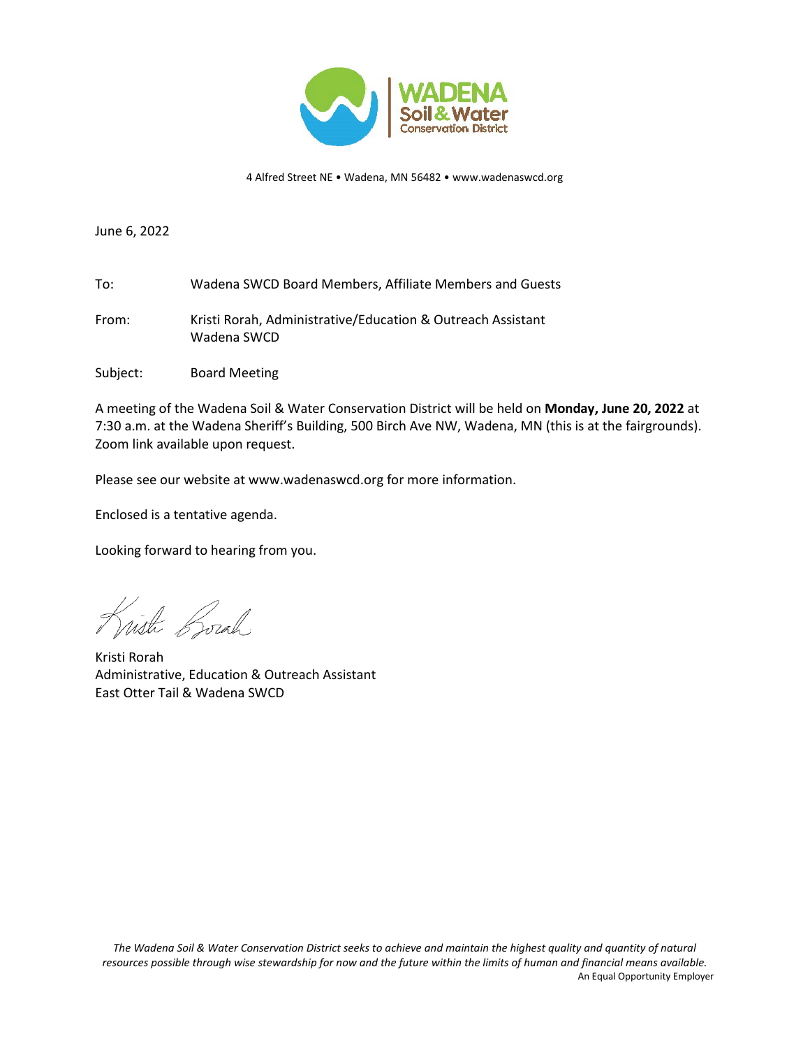WADENA Soil & Water Conservation District

4 Alfred Street NE • Wadena, MN 56482 • www.wadenaswcd.org

June 6, 2022

To: Wadena SWCD Board Members, Affiliate Members and Guests

From: Kristi Rorah, Administrative/Education & Outreach Assistant
Wadena SWCD

Subject: Board Meeting

A meeting of the Wadena Soil & Water Conservation District will be held on **Monday, June 20, 2022** at 7:30 a.m. at the Wadena Sheriff's Building, 500 Birch Ave NW, Wadena, MN (this is at the fairgrounds). Zoom link available upon request.

Please see our website at www.wadenaswcd.org for more information.

Enclosed is a tentative agenda.

Looking forward to hearing from you.

Kristi Rorah
Administrative, Education & Outreach Assistant
East Otter Tail & Wadena SWCD

*The Wadena Soil & Water Conservation District seeks to achieve and maintain the highest quality and quantity of natural resources possible through wise stewardship for now and the future within the limits of human and financial means available.*

An Equal Opportunity Employer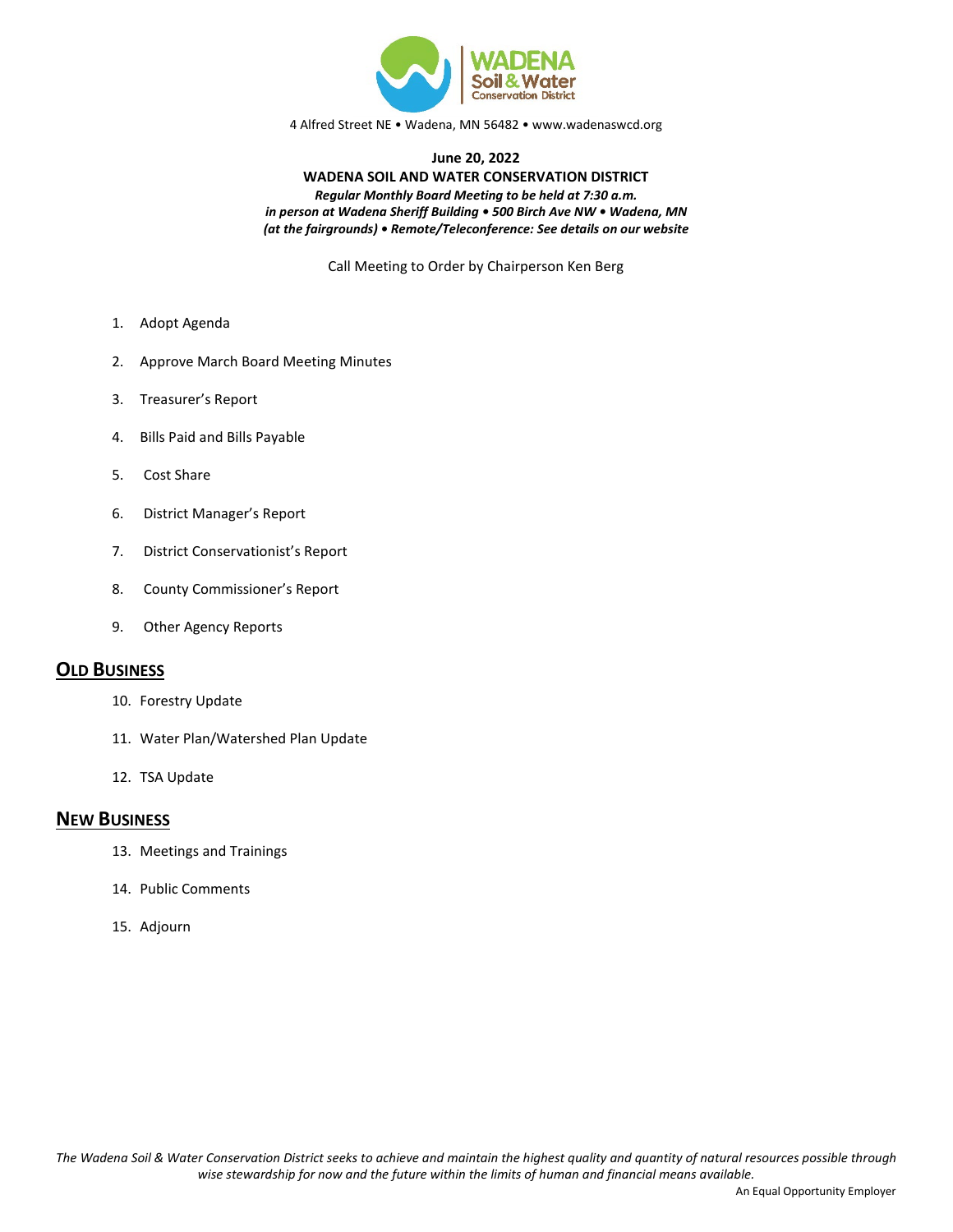WADENA Soil & Water Conservation District

4 Alfred Street NE • Wadena, MN 56482 • www.wadenaswcd.org

**June 20, 2022**

**WADENA SOIL AND WATER CONSERVATION DISTRICT**

***Regular Monthly Board Meeting to be held at 7:30 a.m.***
***in person at Wadena Sheriff Building • 500 Birch Ave NW • Wadena, MN***
***(at the fairgrounds) • Remote/Teleconference: See details on our website***

Call Meeting to Order by Chairperson Ken Berg

1. Adopt Agenda
2. Approve March Board Meeting Minutes
3. Treasurer's Report
4. Bills Paid and Bills Payable
5. Cost Share
6. District Manager's Report
7. District Conservationist's Report
8. County Commissioner's Report
9. Other Agency Reports

## OLD BUSINESS

10. Forestry Update
11. Water Plan/Watershed Plan Update
12. TSA Update

## NEW BUSINESS

13. Meetings and Trainings
14. Public Comments
15. Adjourn

*The Wadena Soil & Water Conservation District seeks to achieve and maintain the highest quality and quantity of natural resources possible through wise stewardship for now and the future within the limits of human and financial means available.*

An Equal Opportunity Employer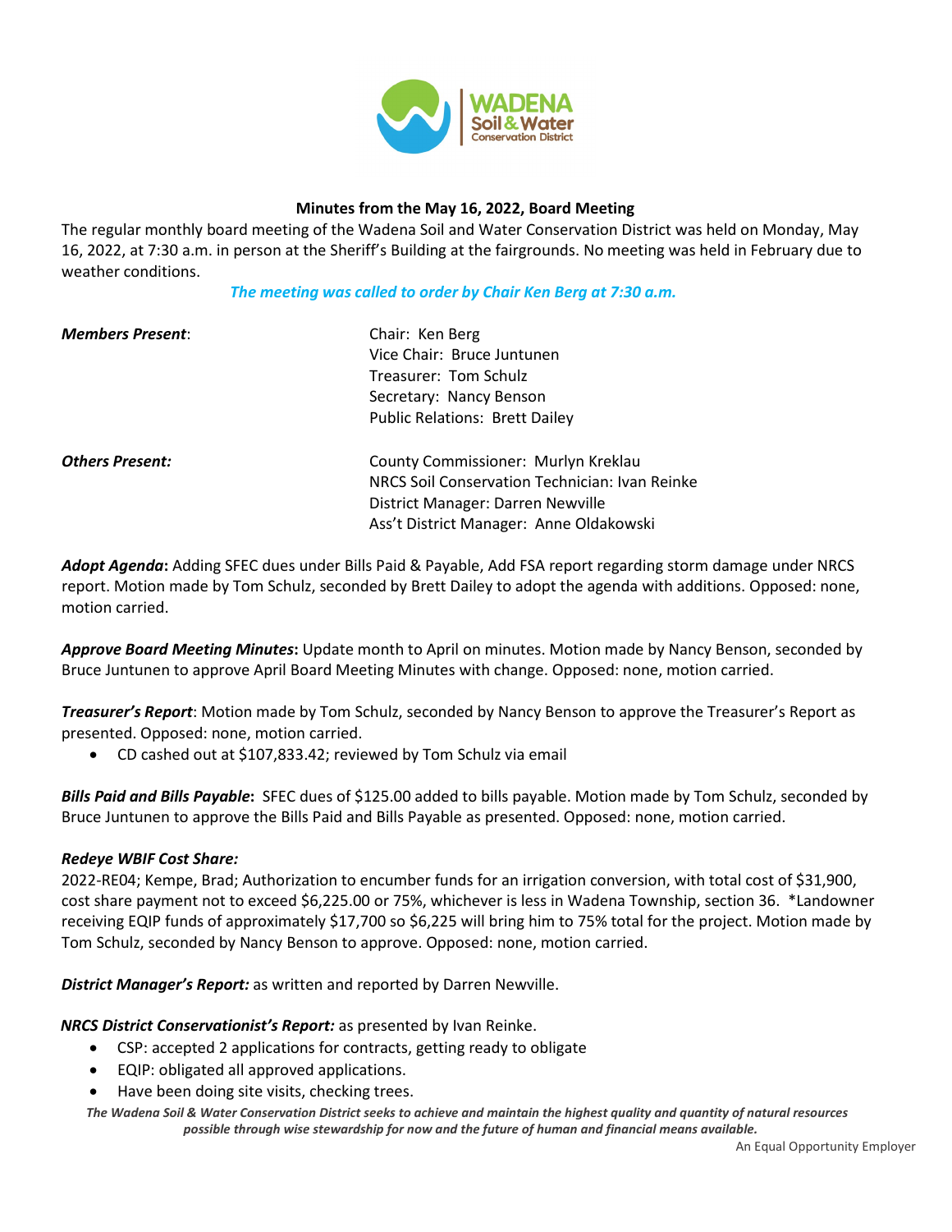**Minutes from the May 16, 2022, Board Meeting**

The regular monthly board meeting of the Wadena Soil and Water Conservation District was held on Monday, May 16, 2022, at 7:30 a.m. in person at the Sheriff's Building at the fairgrounds. No meeting was held in February due to weather conditions.

***The meeting was called to order by Chair Ken Berg at 7:30 a.m.***

| | |
|---|---|
| ***Members Present*:** | Chair: Ken Berg |
| | Vice Chair: Bruce Juntunen |
| | Treasurer: Tom Schulz |
| | Secretary: Nancy Benson |
| | Public Relations: Brett Dailey |
| ***Others Present:*** | County Commissioner: Murlyn Kreklau |
| | NRCS Soil Conservation Technician: Ivan Reinke |
| | District Manager: Darren Newville |
| | Ass't District Manager: Anne Oldakowski |

***Adopt Agenda*:** Adding SFEC dues under Bills Paid & Payable, Add FSA report regarding storm damage under NRCS report. Motion made by Tom Schulz, seconded by Brett Dailey to adopt the agenda with additions. Opposed: none, motion carried.

***Approve Board Meeting Minutes*:** Update month to April on minutes. Motion made by Nancy Benson, seconded by Bruce Juntunen to approve April Board Meeting Minutes with change. Opposed: none, motion carried.

***Treasurer's Report***: Motion made by Tom Schulz, seconded by Nancy Benson to approve the Treasurer's Report as presented. Opposed: none, motion carried.

- CD cashed out at $107,833.42; reviewed by Tom Schulz via email

***Bills Paid and Bills Payable*:** SFEC dues of $125.00 added to bills payable. Motion made by Tom Schulz, seconded by Bruce Juntunen to approve the Bills Paid and Bills Payable as presented. Opposed: none, motion carried.

***Redeye WBIF Cost Share:***

2022-RE04; Kempe, Brad; Authorization to encumber funds for an irrigation conversion, with total cost of $31,900, cost share payment not to exceed $6,225.00 or 75%, whichever is less in Wadena Township, section 36. *Landowner receiving EQIP funds of approximately $17,700 so $6,225 will bring him to 75% total for the project. Motion made by Tom Schulz, seconded by Nancy Benson to approve. Opposed: none, motion carried.

***District Manager's Report:*** as written and reported by Darren Newville.

***NRCS District Conservationist's Report:*** as presented by Ivan Reinke.

- CSP: accepted 2 applications for contracts, getting ready to obligate
- EQIP: obligated all approved applications.
- Have been doing site visits, checking trees.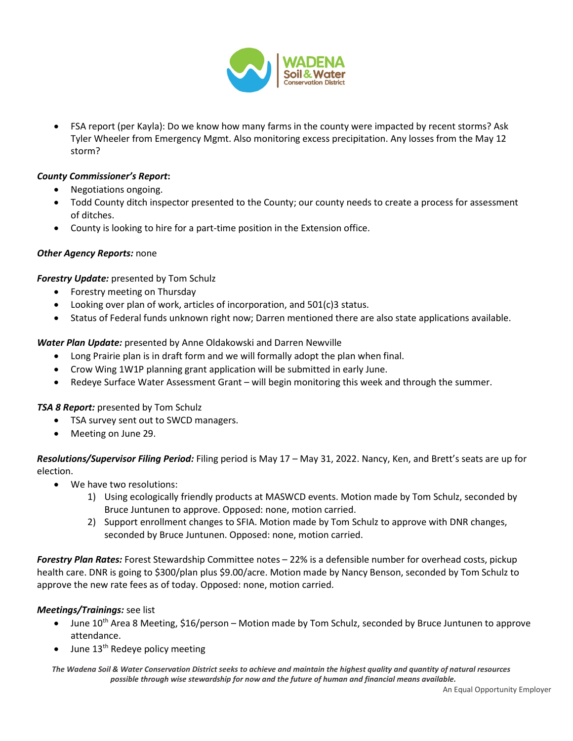- FSA report (per Kayla): Do we know how many farms in the county were impacted by recent storms? Ask Tyler Wheeler from Emergency Mgmt. Also monitoring excess precipitation. Any losses from the May 12 storm?

***County Commissioner's Report*:**

- Negotiations ongoing.
- Todd County ditch inspector presented to the County; our county needs to create a process for assessment of ditches.
- County is looking to hire for a part-time position in the Extension office.

***Other Agency Reports:*** none

***Forestry Update:*** presented by Tom Schulz

- Forestry meeting on Thursday
- Looking over plan of work, articles of incorporation, and 501(c)3 status.
- Status of Federal funds unknown right now; Darren mentioned there are also state applications available.

***Water Plan Update:*** presented by Anne Oldakowski and Darren Newville

- Long Prairie plan is in draft form and we will formally adopt the plan when final.
- Crow Wing 1W1P planning grant application will be submitted in early June.
- Redeye Surface Water Assessment Grant – will begin monitoring this week and through the summer.

***TSA 8 Report:*** presented by Tom Schulz

- TSA survey sent out to SWCD managers.
- Meeting on June 29.

***Resolutions/Supervisor Filing Period:*** Filing period is May 17 – May 31, 2022. Nancy, Ken, and Brett's seats are up for election.

- We have two resolutions:
  1) Using ecologically friendly products at MASWCD events. Motion made by Tom Schulz, seconded by Bruce Juntunen to approve. Opposed: none, motion carried.
  2) Support enrollment changes to SFIA. Motion made by Tom Schulz to approve with DNR changes, seconded by Bruce Juntunen. Opposed: none, motion carried.

***Forestry Plan Rates:*** Forest Stewardship Committee notes – 22% is a defensible number for overhead costs, pickup health care. DNR is going to $300/plan plus $9.00/acre. Motion made by Nancy Benson, seconded by Tom Schulz to approve the new rate fees as of today. Opposed: none, motion carried.

***Meetings/Trainings:*** see list

- June 10th Area 8 Meeting, $16/person – Motion made by Tom Schulz, seconded by Bruce Juntunen to approve attendance.
- June 13th Redeye policy meeting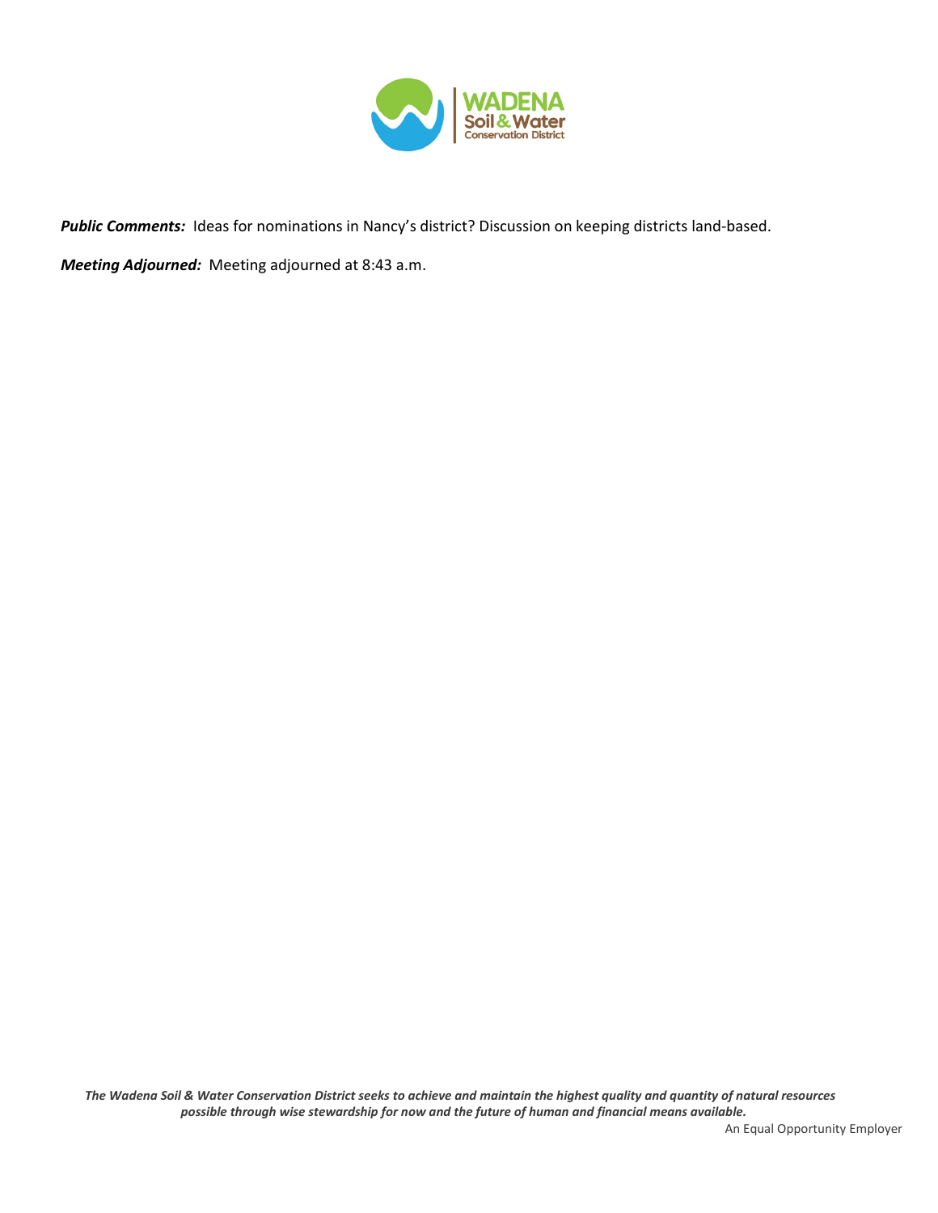***Public Comments:*** Ideas for nominations in Nancy's district? Discussion on keeping districts land-based.

***Meeting Adjourned:*** Meeting adjourned at 8:43 a.m.